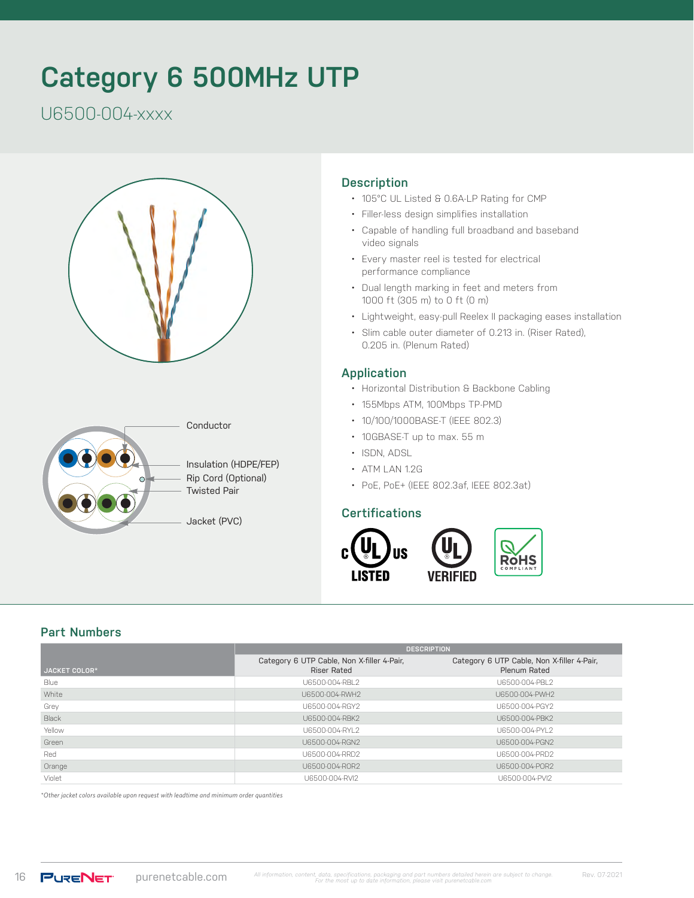// Category 6 500MHz UTP
# Category 6 500MHz UTP

U6500-004-xxxx

Conductor

Insulation (HDPE/FEP)

Rip Cord (Optional)

Twisted Pair

Jacket (PVC)

## Description

- 105°C UL Listed & 0.6A-LP Rating for CMP
- Filler-less design simplifies installation
- Capable of handling full broadband and baseband video signals
- Every master reel is tested for electrical performance compliance
- Dual length marking in feet and meters from 1000 ft (305 m) to 0 ft (0 m)
- Lightweight, easy-pull Reelex II packaging eases installation
- Slim cable outer diameter of 0.213 in. (Riser Rated), 0.205 in. (Plenum Rated)

## Application

- Horizontal Distribution & Backbone Cabling
- 155Mbps ATM, 100Mbps TP-PMD
- 10/100/1000BASE-T (IEEE 802.3)
- 10GBASE-T up to max. 55 m
- ISDN, ADSL
- ATM LAN 1.2G
- PoE, PoE+ (IEEE 802.3af, IEEE 802.3at)

## Certifications

c UL us LISTED

UL VERIFIED

RoHS COMPLIANT

## Part Numbers

| JACKET COLOR* | DESCRIPTION | |
|---|---|---|
| | Category 6 UTP Cable, Non X-filler 4-Pair, Riser Rated | Category 6 UTP Cable, Non X-filler 4-Pair, Plenum Rated |
| Blue | U6500-004-RBL2 | U6500-004-PBL2 |
| White | U6500-004-RWH2 | U6500-004-PWH2 |
| Grey | U6500-004-RGY2 | U6500-004-PGY2 |
| Black | U6500-004-RBK2 | U6500-004-PBK2 |
| Yellow | U6500-004-RYL2 | U6500-004-PYL2 |
| Green | U6500-004-RGN2 | U6500-004-PGN2 |
| Red | U6500-004-RRD2 | U6500-004-PRD2 |
| Orange | U6500-004-ROR2 | U6500-004-POR2 |
| Violet | U6500-004-RVI2 | U6500-004-PVI2 |

*\*Other jacket colors available upon request with leadtime and minimum order quantities*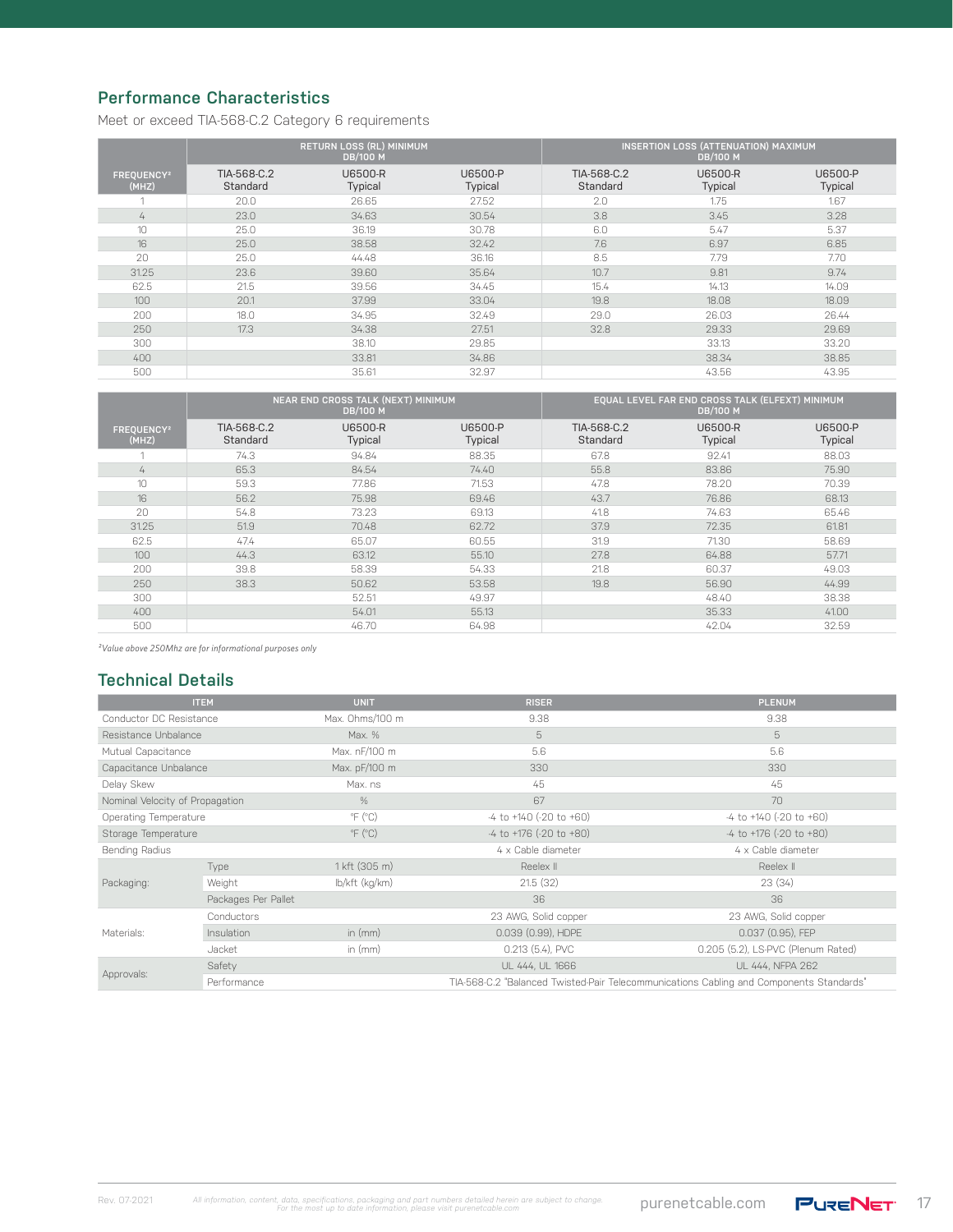## Performance Characteristics

Meet or exceed TIA-568-C.2 Category 6 requirements

| FREQUENCY[2] (MHZ) | RETURN LOSS (RL) MINIMUM DB/100 M | | | INSERTION LOSS (ATTENUATION) MAXIMUM DB/100 M | | |
|---|---|---|---|---|---|---|
| | TIA-568-C.2 Standard | U6500-R Typical | U6500-P Typical | TIA-568-C.2 Standard | U6500-R Typical | U6500-P Typical |
| 1 | 20.0 | 26.65 | 27.52 | 2.0 | 1.75 | 1.67 |
| 4 | 23.0 | 34.63 | 30.54 | 3.8 | 3.45 | 3.28 |
| 10 | 25.0 | 36.19 | 30.78 | 6.0 | 5.47 | 5.37 |
| 16 | 25.0 | 38.58 | 32.42 | 7.6 | 6.97 | 6.85 |
| 20 | 25.0 | 44.48 | 36.16 | 8.5 | 7.79 | 7.70 |
| 31.25 | 23.6 | 39.60 | 35.64 | 10.7 | 9.81 | 9.74 |
| 62.5 | 21.5 | 39.56 | 34.45 | 15.4 | 14.13 | 14.09 |
| 100 | 20.1 | 37.99 | 33.04 | 19.8 | 18.08 | 18.09 |
| 200 | 18.0 | 34.95 | 32.49 | 29.0 | 26.03 | 26.44 |
| 250 | 17.3 | 34.38 | 27.51 | 32.8 | 29.33 | 29.69 |
| 300 | | 38.10 | 29.85 | | 33.13 | 33.20 |
| 400 | | 33.81 | 34.86 | | 38.34 | 38.85 |
| 500 | | 35.61 | 32.97 | | 43.56 | 43.95 |

| FREQUENCY[2] (MHZ) | NEAR END CROSS TALK (NEXT) MINIMUM DB/100 M | | | EQUAL LEVEL FAR END CROSS TALK (ELFEXT) MINIMUM DB/100 M | | |
|---|---|---|---|---|---|---|
| | TIA-568-C.2 Standard | U6500-R Typical | U6500-P Typical | TIA-568-C.2 Standard | U6500-R Typical | U6500-P Typical |
| 1 | 74.3 | 94.84 | 88.35 | 67.8 | 92.41 | 88.03 |
| 4 | 65.3 | 84.54 | 74.40 | 55.8 | 83.86 | 75.90 |
| 10 | 59.3 | 77.86 | 71.53 | 47.8 | 78.20 | 70.39 |
| 16 | 56.2 | 75.98 | 69.46 | 43.7 | 76.86 | 68.13 |
| 20 | 54.8 | 73.23 | 69.13 | 41.8 | 74.63 | 65.46 |
| 31.25 | 51.9 | 70.48 | 62.72 | 37.9 | 72.35 | 61.81 |
| 62.5 | 47.4 | 65.07 | 60.55 | 31.9 | 71.30 | 58.69 |
| 100 | 44.3 | 63.12 | 55.10 | 27.8 | 64.88 | 57.71 |
| 200 | 39.8 | 58.39 | 54.33 | 21.8 | 60.37 | 49.03 |
| 250 | 38.3 | 50.62 | 53.58 | 19.8 | 56.90 | 44.99 |
| 300 | | 52.51 | 49.97 | | 48.40 | 38.38 |
| 400 | | 54.01 | 55.13 | | 35.33 | 41.00 |
| 500 | | 46.70 | 64.98 | | 42.04 | 32.59 |

*[2]Value above 250Mhz are for informational purposes only*

## Technical Details

| ITEM | | UNIT | RISER | PLENUM |
|---|---|---|---|---|
| Conductor DC Resistance | | Max. Ohms/100 m | 9.38 | 9.38 |
| Resistance Unbalance | | Max. % | 5 | 5 |
| Mutual Capacitance | | Max. nF/100 m | 5.6 | 5.6 |
| Capacitance Unbalance | | Max. pF/100 m | 330 | 330 |
| Delay Skew | | Max. ns | 45 | 45 |
| Nominal Velocity of Propagation | | % | 67 | 70 |
| Operating Temperature | | °F (°C) | -4 to +140 (-20 to +60) | -4 to +140 (-20 to +60) |
| Storage Temperature | | °F (°C) | -4 to +176 (-20 to +80) | -4 to +176 (-20 to +80) |
| Bending Radius | | | 4 x Cable diameter | 4 x Cable diameter |
| Packaging: | Type | 1 kft (305 m) | Reelex II | Reelex II |
| | Weight | lb/kft (kg/km) | 21.5 (32) | 23 (34) |
| | Packages Per Pallet | | 36 | 36 |
| Materials: | Conductors | | 23 AWG, Solid copper | 23 AWG, Solid copper |
| | Insulation | in (mm) | 0.039 (0.99), HDPE | 0.037 (0.95), FEP |
| | Jacket | in (mm) | 0.213 (5.4), PVC | 0.205 (5.2), LS-PVC (Plenum Rated) |
| Approvals: | Safety | | UL 444, UL 1666 | UL 444, NFPA 262 |
| | Performance | | TIA-568-C.2 "Balanced Twisted-Pair Telecommunications Cabling and Components Standards" | |

Rev. 07-2021

*All information, content, data, specifications, packaging and part numbers detailed herein are subject to change. For the most up to date information, please visit purenetcable.com*

purenetcable.com